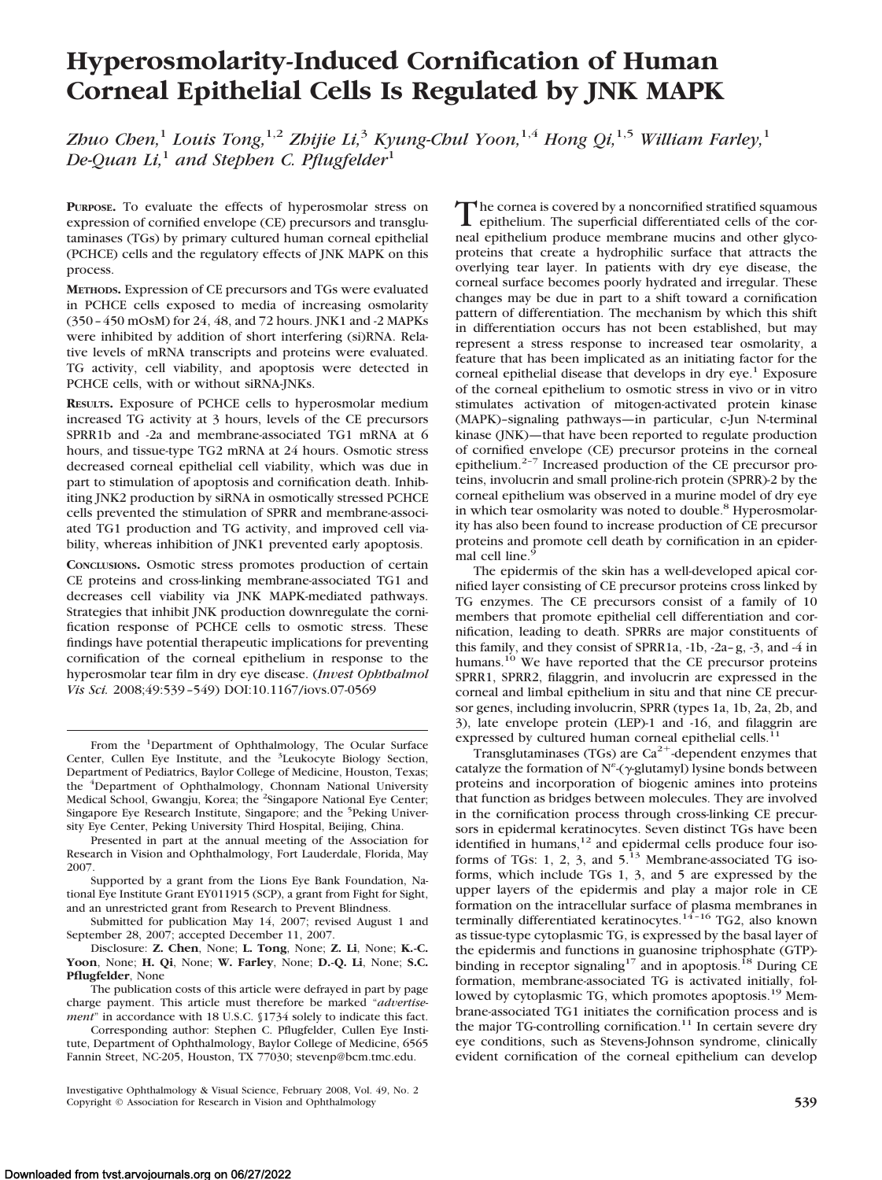# Hyperosmolarity-Induced Cornification of Human Corneal Epithelial Cells Is Regulated by JNK MAPK

*Zhuo Chen,[1] Louis Tong,[1,2] Zhijie Li,[3] Kyung-Chul Yoon,[1,4] Hong Qi,[1,5] William Farley,[1] De-Quan Li,[1] and Stephen C. Pflugfelder[1]*

**Purpose.** To evaluate the effects of hyperosmolar stress on expression of cornified envelope (CE) precursors and transglutaminases (TGs) by primary cultured human corneal epithelial (PCHCE) cells and the regulatory effects of JNK MAPK on this process.

**Methods.** Expression of CE precursors and TGs were evaluated in PCHCE cells exposed to media of increasing osmolarity (350–450 mOsM) for 24, 48, and 72 hours. JNK1 and -2 MAPKs were inhibited by addition of short interfering (si)RNA. Relative levels of mRNA transcripts and proteins were evaluated. TG activity, cell viability, and apoptosis were detected in PCHCE cells, with or without siRNA-JNKs.

**Results.** Exposure of PCHCE cells to hyperosmolar medium increased TG activity at 3 hours, levels of the CE precursors SPRR1b and -2a and membrane-associated TG1 mRNA at 6 hours, and tissue-type TG2 mRNA at 24 hours. Osmotic stress decreased corneal epithelial cell viability, which was due in part to stimulation of apoptosis and cornification death. Inhibiting JNK2 production by siRNA in osmotically stressed PCHCE cells prevented the stimulation of SPRR and membrane-associated TG1 production and TG activity, and improved cell viability, whereas inhibition of JNK1 prevented early apoptosis.

**Conclusions.** Osmotic stress promotes production of certain CE proteins and cross-linking membrane-associated TG1 and decreases cell viability via JNK MAPK-mediated pathways. Strategies that inhibit JNK production downregulate the cornification response of PCHCE cells to osmotic stress. These findings have potential therapeutic implications for preventing cornification of the corneal epithelium in response to the hyperosmolar tear film in dry eye disease. (*Invest Ophthalmol Vis Sci.* 2008;49:539–549) DOI:10.1167/iovs.07-0569

---

From the [1]Department of Ophthalmology, The Ocular Surface Center, Cullen Eye Institute, and the [3]Leukocyte Biology Section, Department of Pediatrics, Baylor College of Medicine, Houston, Texas; the [4]Department of Ophthalmology, Chonnam National University Medical School, Gwangju, Korea; the [2]Singapore National Eye Center; Singapore Eye Research Institute, Singapore; and the [5]Peking University Eye Center, Peking University Third Hospital, Beijing, China.

Presented in part at the annual meeting of the Association for Research in Vision and Ophthalmology, Fort Lauderdale, Florida, May 2007.

Supported by a grant from the Lions Eye Bank Foundation, National Eye Institute Grant EY011915 (SCP), a grant from Fight for Sight, and an unrestricted grant from Research to Prevent Blindness.

Submitted for publication May 14, 2007; revised August 1 and September 28, 2007; accepted December 11, 2007.

Disclosure: **Z. Chen**, None; **L. Tong**, None; **Z. Li**, None; **K.-C. Yoon**, None; **H. Qi**, None; **W. Farley**, None; **D.-Q. Li**, None; **S.C. Pflugfelder**, None

The publication costs of this article were defrayed in part by page charge payment. This article must therefore be marked "*advertisement*" in accordance with 18 U.S.C. §1734 solely to indicate this fact.

Corresponding author: Stephen C. Pflugfelder, Cullen Eye Institute, Department of Ophthalmology, Baylor College of Medicine, 6565 Fannin Street, NC-205, Houston, TX 77030; stevenp@bcm.tmc.edu.

---

The cornea is covered by a noncornified stratified squamous epithelium. The superficial differentiated cells of the corneal epithelium produce membrane mucins and other glycoproteins that create a hydrophilic surface that attracts the overlying tear layer. In patients with dry eye disease, the corneal surface becomes poorly hydrated and irregular. These changes may be due in part to a shift toward a cornification pattern of differentiation. The mechanism by which this shift in differentiation occurs has not been established, but may represent a stress response to increased tear osmolarity, a feature that has been implicated as an initiating factor for the corneal epithelial disease that develops in dry eye.[1] Exposure of the corneal epithelium to osmotic stress in vivo or in vitro stimulates activation of mitogen-activated protein kinase (MAPK)–signaling pathways—in particular, c-Jun N-terminal kinase (JNK)—that have been reported to regulate production of cornified envelope (CE) precursor proteins in the corneal epithelium.[2–7] Increased production of the CE precursor proteins, involucrin and small proline-rich protein (SPRR)-2 by the corneal epithelium was observed in a murine model of dry eye in which tear osmolarity was noted to double.[8] Hyperosmolarity has also been found to increase production of CE precursor proteins and promote cell death by cornification in an epidermal cell line.[9]

The epidermis of the skin has a well-developed apical cornified layer consisting of CE precursor proteins cross linked by TG enzymes. The CE precursors consist of a family of 10 members that promote epithelial cell differentiation and cornification, leading to death. SPRRs are major constituents of this family, and they consist of SPRR1a, -1b, -2a–g, -3, and -4 in humans.[10] We have reported that the CE precursor proteins SPRR1, SPRR2, filaggrin, and involucrin are expressed in the corneal and limbal epithelium in situ and that nine CE precursor genes, including involucrin, SPRR (types 1a, 1b, 2a, 2b, and 3), late envelope protein (LEP)-1 and -16, and filaggrin are expressed by cultured human corneal epithelial cells.[11]

Transglutaminases (TGs) are $Ca^{2+}$-dependent enzymes that catalyze the formation of $N^{\varepsilon}$-($\gamma$-glutamyl) lysine bonds between proteins and incorporation of biogenic amines into proteins that function as bridges between molecules. They are involved in the cornification process through cross-linking CE precursors in epidermal keratinocytes. Seven distinct TGs have been identified in humans,[12] and epidermal cells produce four isoforms of TGs: 1, 2, 3, and 5.[13] Membrane-associated TG isoforms, which include TGs 1, 3, and 5 are expressed by the upper layers of the epidermis and play a major role in CE formation on the intracellular surface of plasma membranes in terminally differentiated keratinocytes.[14–16] TG2, also known as tissue-type cytoplasmic TG, is expressed by the basal layer of the epidermis and functions in guanosine triphosphate (GTP)-binding in receptor signaling[17] and in apoptosis.[18] During CE formation, membrane-associated TG is activated initially, followed by cytoplasmic TG, which promotes apoptosis.[19] Membrane-associated TG1 initiates the cornification process and is the major TG-controlling cornification.[11] In certain severe dry eye conditions, such as Stevens-Johnson syndrome, clinically evident cornification of the corneal epithelium can develop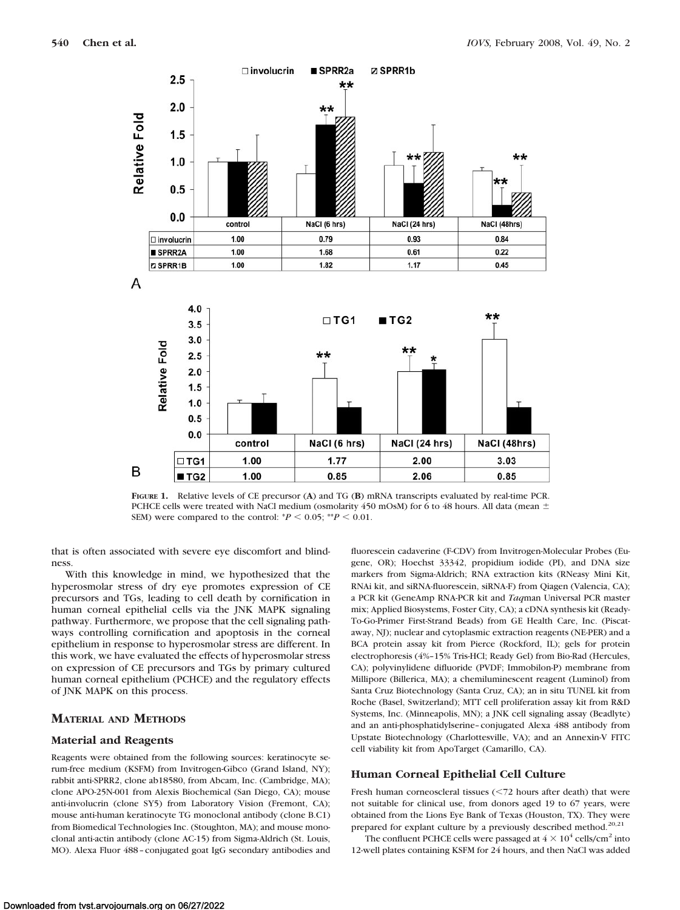| | control | NaCl (6 hrs) | NaCl (24 hrs) | NaCl (48hrs) |
|---|---|---|---|---|
| involucrin | 1.00 | 0.79 | 0.93 | 0.84 |
| SPRR2A | 1.00 | 1.68 | 0.61 | 0.22 |
| SPRR1B | 1.00 | 1.82 | 1.17 | 0.45 |

A

| | control | NaCl (6 hrs) | NaCl (24 hrs) | NaCl (48hrs) |
|---|---|---|---|---|
| TG1 | 1.00 | 1.77 | 2.00 | 3.03 |
| TG2 | 1.00 | 0.85 | 2.06 | 0.85 |

B

**FIGURE 1.** Relative levels of CE precursor (**A**) and TG (**B**) mRNA transcripts evaluated by real-time PCR. PCHCE cells were treated with NaCl medium (osmolarity 450 mOsM) for 6 to 48 hours. All data (mean ± SEM) were compared to the control: $^{*}P < 0.05$; $^{**}P < 0.01$.

that is often associated with severe eye discomfort and blindness.

With this knowledge in mind, we hypothesized that the hyperosmolar stress of dry eye promotes expression of CE precursors and TGs, leading to cell death by cornification in human corneal epithelial cells via the JNK MAPK signaling pathway. Furthermore, we propose that the cell signaling pathways controlling cornification and apoptosis in the corneal epithelium in response to hyperosmolar stress are different. In this work, we have evaluated the effects of hyperosmolar stress on expression of CE precursors and TGs by primary cultured human corneal epithelium (PCHCE) and the regulatory effects of JNK MAPK on this process.

## MATERIAL AND METHODS

### Material and Reagents

Reagents were obtained from the following sources: keratinocyte serum-free medium (KSFM) from Invitrogen-Gibco (Grand Island, NY); rabbit anti-SPRR2, clone ab18580, from Abcam, Inc. (Cambridge, MA); clone APO-25N-001 from Alexis Biochemical (San Diego, CA); mouse anti-involucrin (clone SY5) from Laboratory Vision (Fremont, CA); mouse anti-human keratinocyte TG monoclonal antibody (clone B.C1) from Biomedical Technologies Inc. (Stoughton, MA); and mouse monoclonal anti-actin antibody (clone AC-15) from Sigma-Aldrich (St. Louis, MO). Alexa Fluor 488–conjugated goat IgG secondary antibodies and fluorescein cadaverine (F-CDV) from Invitrogen-Molecular Probes (Eugene, OR); Hoechst 33342, propidium iodide (PI), and DNA size markers from Sigma-Aldrich; RNA extraction kits (RNeasy Mini Kit, RNAi kit, and siRNA-fluorescein, siRNA-F) from Qiagen (Valencia, CA); a PCR kit (GeneAmp RNA-PCR kit and *Taq*man Universal PCR master mix; Applied Biosystems, Foster City, CA); a cDNA synthesis kit (Ready-To-Go-Primer First-Strand Beads) from GE Health Care, Inc. (Piscataway, NJ); nuclear and cytoplasmic extraction reagents (NE-PER) and a BCA protein assay kit from Pierce (Rockford, IL); gels for protein electrophoresis (4%–15% Tris-HCl; Ready Gel) from Bio-Rad (Hercules, CA); polyvinylidene difluoride (PVDF; Immobilon-P) membrane from Millipore (Billerica, MA); a chemiluminescent reagent (Luminol) from Santa Cruz Biotechnology (Santa Cruz, CA); an in situ TUNEL kit from Roche (Basel, Switzerland); MTT cell proliferation assay kit from R&D Systems, Inc. (Minneapolis, MN); a JNK cell signaling assay (Beadlyte) and an anti-phosphatidylserine–conjugated Alexa 488 antibody from Upstate Biotechnology (Charlottesville, VA); and an Annexin-V FITC cell viability kit from ApoTarget (Camarillo, CA).

### Human Corneal Epithelial Cell Culture

Fresh human corneoscleral tissues (<72 hours after death) that were not suitable for clinical use, from donors aged 19 to 67 years, were obtained from the Lions Eye Bank of Texas (Houston, TX). They were prepared for explant culture by a previously described method.[20,21]

The confluent PCHCE cells were passaged at $4 \times 10^4$ cells/cm$^2$ into 12-well plates containing KSFM for 24 hours, and then NaCl was added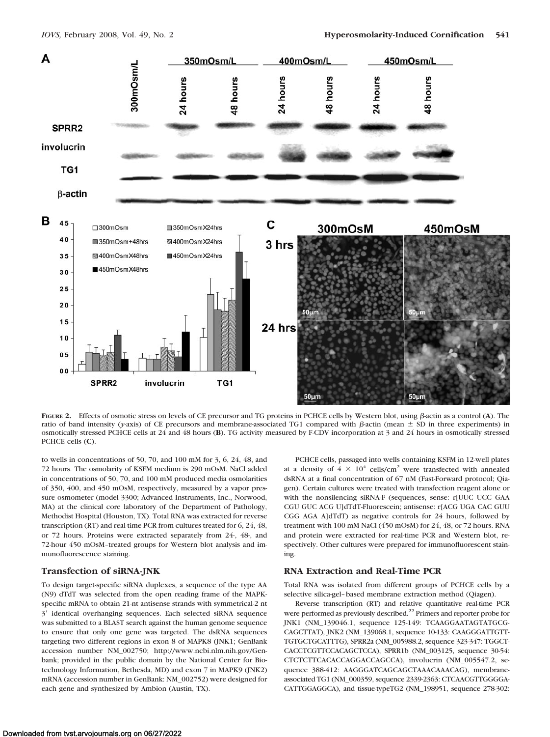**Figure 2.** Effects of osmotic stress on levels of CE precursor and TG proteins in PCHCE cells by Western blot, using β-actin as a control (**A**). The ratio of band intensity (*y*-axis) of CE precursors and membrane-associated TG1 compared with β-actin (mean ± SD in three experiments) in osmotically stressed PCHCE cells at 24 and 48 hours (**B**). TG activity measured by F-CDV incorporation at 3 and 24 hours in osmotically stressed PCHCE cells (**C**).

to wells in concentrations of 50, 70, and 100 mM for 3, 6, 24, 48, and 72 hours. The osmolarity of KSFM medium is 290 mOsM. NaCl added in concentrations of 50, 70, and 100 mM produced media osmolarities of 350, 400, and 450 mOsM, respectively, measured by a vapor pressure osmometer (model 3300; Advanced Instruments, Inc., Norwood, MA) at the clinical core laboratory of the Department of Pathology, Methodist Hospital (Houston, TX). Total RNA was extracted for reverse transcription (RT) and real-time PCR from cultures treated for 6, 24, 48, or 72 hours. Proteins were extracted separately from 24-, 48-, and 72-hour 450 mOsM–treated groups for Western blot analysis and immunofluorescence staining.

### Transfection of siRNA-JNK

To design target-specific siRNA duplexes, a sequence of the type AA (N9) dTdT was selected from the open reading frame of the MAPK-specific mRNA to obtain 21-nt antisense strands with symmetrical-2 nt 3′ identical overhanging sequences. Each selected siRNA sequence was submitted to a BLAST search against the human genome sequence to ensure that only one gene was targeted. The dsRNA sequences targeting two different regions in exon 8 of MAPK8 (JNK1; GenBank accession number NM_002750; http://www.ncbi.nlm.nih.gov/Genbank; provided in the public domain by the National Center for Biotechnology Information, Bethesda, MD) and exon 7 in MAPK9 (JNK2) mRNA (accession number in GenBank: NM_002752) were designed for each gene and synthesized by Ambion (Austin, TX).

PCHCE cells, passaged into wells containing KSFM in 12-well plates at a density of $4 \times 10^4$ cells/cm$^2$ were transfected with annealed dsRNA at a final concentration of 67 nM (Fast-Forward protocol; Qiagen). Certain cultures were treated with transfection reagent alone or with the nonsilencing siRNA-F (sequences, sense: r[UUC UCC GAA CGU GUC ACG U]dTdT-Fluorescein; antisense: r[ACG UGA CAC GUU CGG AGA A]dTdT) as negative controls for 24 hours, followed by treatment with 100 mM NaCl (450 mOsM) for 24, 48, or 72 hours. RNA and protein were extracted for real-time PCR and Western blot, respectively. Other cultures were prepared for immunofluorescent staining.

### RNA Extraction and Real-Time PCR

Total RNA was isolated from different groups of PCHCE cells by a selective silica-gel–based membrane extraction method (Qiagen).

Reverse transcription (RT) and relative quantitative real-time PCR were performed as previously described.[22] Primers and reporter probe for JNK1 (NM_139046.1, sequence 125-149: TCAAGGAATAGTATGCG-CAGCTTAT), JNK2 (NM_139068.1, sequence 10-133: CAAGGGATTGTT-TGTGCTGCATTTG), SPRR2a (NM_005988.2, sequence 323-347: TGGCT-CACCTCGTTCCACAGCTCCA), SPRR1b (NM_003125, sequence 30-54: CTCTCTTCACACCAGGACCAGCCA), involucrin (NM_005547.2, sequence 388-412: AAGGGATCAGCAGCTAAACAAACAG), membrane-associated TG1 (NM_000359, sequence 2339-2363: CTCAACGTTGGGGA-CATTGGAGGCA), and tissue-typeTG2 (NM_198951, sequence 278-302: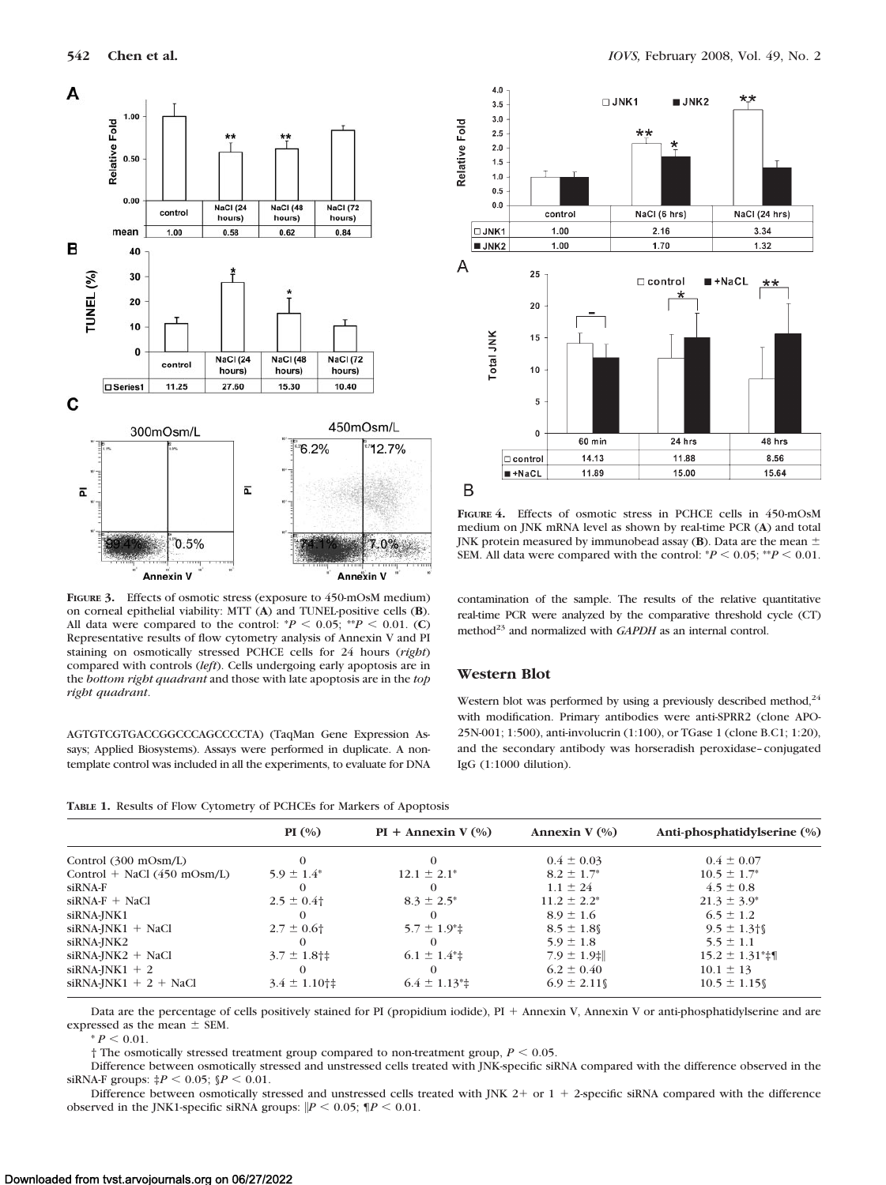**Figure 3.** Effects of osmotic stress (exposure to 450-mOsM medium) on corneal epithelial viability: MTT (**A**) and TUNEL-positive cells (**B**). All data were compared to the control: *$P < 0.05$; **$P < 0.01$. (**C**) Representative results of flow cytometry analysis of Annexin V and PI staining on osmotically stressed PCHCE cells for 24 hours (*right*) compared with controls (*left*). Cells undergoing early apoptosis are in the *bottom right quadrant* and those with late apoptosis are in the *top right quadrant*.

AGTGTCGTGACCGGCCCAGCCCCTA) (TaqMan Gene Expression Assays; Applied Biosystems). Assays were performed in duplicate. A non-template control was included in all the experiments, to evaluate for DNA contamination of the sample. The results of the relative quantitative real-time PCR were analyzed by the comparative threshold cycle (CT) method[23] and normalized with *GAPDH* as an internal control.

**Figure 4.** Effects of osmotic stress in PCHCE cells in 450-mOsM medium on JNK mRNA level as shown by real-time PCR (**A**) and total JNK protein measured by immunobead assay (**B**). Data are the mean ± SEM. All data were compared with the control: *$P < 0.05$; **$P < 0.01$.

## Western Blot

Western blot was performed by using a previously described method,[24] with modification. Primary antibodies were anti-SPRR2 (clone APO-25N-001; 1:500), anti-involucrin (1:100), or TGase 1 (clone B.C1; 1:20), and the secondary antibody was horseradish peroxidase–conjugated IgG (1:1000 dilution).

**Table 1.** Results of Flow Cytometry of PCHCEs for Markers of Apoptosis

| | PI (%) | PI + Annexin V (%) | Annexin V (%) | Anti-phosphatidylserine (%) |
|---|---|---|---|---|
| Control (300 mOsm/L) | 0 | 0 | 0.4 ± 0.03 | 0.4 ± 0.07 |
| Control + NaCl (450 mOsm/L) | 5.9 ± 1.4* | 12.1 ± 2.1* | 8.2 ± 1.7* | 10.5 ± 1.7* |
| siRNA-F | 0 | 0 | 1.1 ± 24 | 4.5 ± 0.8 |
| siRNA-F + NaCl | 2.5 ± 0.4† | 8.3 ± 2.5* | 11.2 ± 2.2* | 21.3 ± 3.9* |
| siRNA-JNK1 | 0 | 0 | 8.9 ± 1.6 | 6.5 ± 1.2 |
| siRNA-JNK1 + NaCl | 2.7 ± 0.6† | 5.7 ± 1.9*‡ | 8.5 ± 1.8§ | 9.5 ± 1.3†§ |
| siRNA-JNK2 | 0 | 0 | 5.9 ± 1.8 | 5.5 ± 1.1 |
| siRNA-JNK2 + NaCl | 3.7 ± 1.8†‡ | 6.1 ± 1.4*‡ | 7.9 ± 1.9‡‖ | 15.2 ± 1.31*‡¶ |
| siRNA-JNK1 + 2 | 0 | 0 | 6.2 ± 0.40 | 10.1 ± 13 |
| siRNA-JNK1 + 2 + NaCl | 3.4 ± 1.10†‡ | 6.4 ± 1.13*‡ | 6.9 ± 2.11§ | 10.5 ± 1.15§ |

Data are the percentage of cells positively stained for PI (propidium iodide), PI + Annexin V, Annexin V or anti-phosphatidylserine and are expressed as the mean ± SEM.

* $P < 0.01$.

† The osmotically stressed treatment group compared to non-treatment group, $P < 0.05$.

Difference between osmotically stressed and unstressed cells treated with JNK-specific siRNA compared with the difference observed in the siRNA-F groups: ‡$P < 0.05$; §$P < 0.01$.

Difference between osmotically stressed and unstressed cells treated with JNK 2+ or 1 + 2-specific siRNA compared with the difference observed in the JNK1-specific siRNA groups: ‖$P < 0.05$; ¶$P < 0.01$.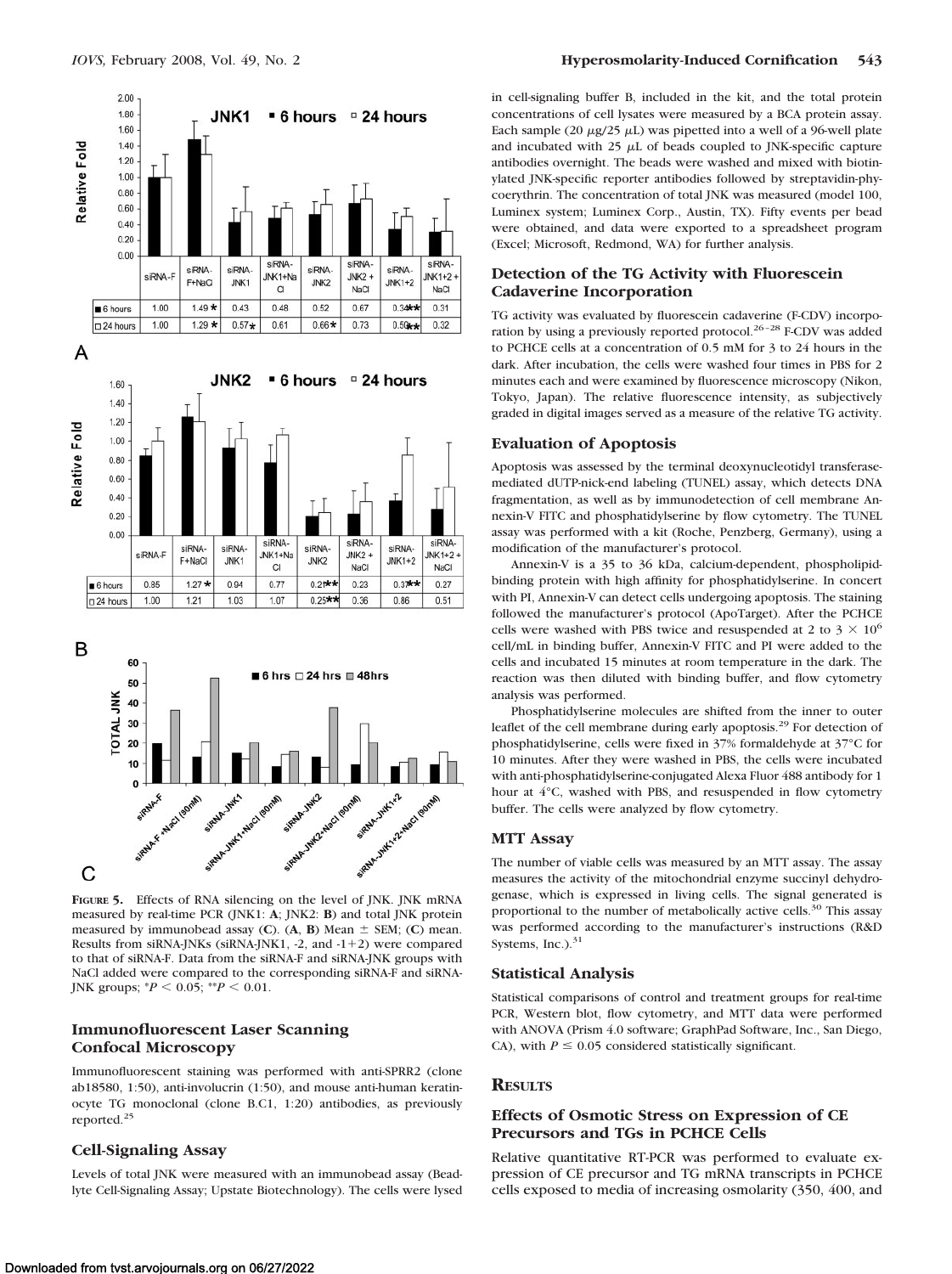| | siRNA-F | siRNA-F+NaCl | siRNA-JNK1 | siRNA-JNK1+NaCl | siRNA-JNK2 | siRNA-JNK2 + NaCl | siRNA-JNK1+2 | siRNA-JNK1+2 + NaCl |
|---|---|---|---|---|---|---|---|---|
| 6 hours | 1.00 | 1.49 * | 0.43 | 0.48 | 0.52 | 0.67 | 0.34** | 0.31 |
| 24 hours | 1.00 | 1.29 * | 0.57* | 0.61 | 0.66* | 0.73 | 0.50** | 0.32 |

A

| | siRNA-F | siRNA-F+NaCl | siRNA-JNK1 | siRNA-JNK1+NaCl | siRNA-JNK2 | siRNA-JNK2 + NaCl | siRNA-JNK1+2 | siRNA-JNK1+2 + NaCl |
|---|---|---|---|---|---|---|---|---|
| 6 hours | 0.85 | 1.27 * | 0.94 | 0.77 | 0.21** | 0.23 | 0.37** | 0.27 |
| 24 hours | 1.00 | 1.21 | 1.03 | 1.07 | 0.25** | 0.36 | 0.86 | 0.51 |

B

C

**Figure 5.** Effects of RNA silencing on the level of JNK. JNK mRNA measured by real-time PCR (JNK1: **A**; JNK2: **B**) and total JNK protein measured by immunobead assay (**C**). (**A**, **B**) Mean ± SEM; (**C**) mean. Results from siRNA-JNKs (siRNA-JNK1, -2, and -1+2) were compared to that of siRNA-F. Data from the siRNA-F and siRNA-JNK groups with NaCl added were compared to the corresponding siRNA-F and siRNA-JNK groups; $^*P < 0.05$; $^{**}P < 0.01$.

### Immunofluorescent Laser Scanning Confocal Microscopy

Immunofluorescent staining was performed with anti-SPRR2 (clone ab18580, 1:50), anti-involucrin (1:50), and mouse anti-human keratinocyte TG monoclonal (clone B.C1, 1:20) antibodies, as previously reported.[25]

### Cell-Signaling Assay

Levels of total JNK were measured with an immunobead assay (Beadlyte Cell-Signaling Assay; Upstate Biotechnology). The cells were lysed in cell-signaling buffer B, included in the kit, and the total protein concentrations of cell lysates were measured by a BCA protein assay. Each sample (20 $\mu$g/25 $\mu$L) was pipetted into a well of a 96-well plate and incubated with 25 $\mu$L of beads coupled to JNK-specific capture antibodies overnight. The beads were washed and mixed with biotinylated JNK-specific reporter antibodies followed by streptavidin-phycoerythrin. The concentration of total JNK was measured (model 100, Luminex system; Luminex Corp., Austin, TX). Fifty events per bead were obtained, and data were exported to a spreadsheet program (Excel; Microsoft, Redmond, WA) for further analysis.

### Detection of the TG Activity with Fluorescein Cadaverine Incorporation

TG activity was evaluated by fluorescein cadaverine (F-CDV) incorporation by using a previously reported protocol.[26–28] F-CDV was added to PCHCE cells at a concentration of 0.5 mM for 3 to 24 hours in the dark. After incubation, the cells were washed four times in PBS for 2 minutes each and were examined by fluorescence microscopy (Nikon, Tokyo, Japan). The relative fluorescence intensity, as subjectively graded in digital images served as a measure of the relative TG activity.

### Evaluation of Apoptosis

Apoptosis was assessed by the terminal deoxynucleotidyl transferase-mediated dUTP-nick-end labeling (TUNEL) assay, which detects DNA fragmentation, as well as by immunodetection of cell membrane Annexin-V FITC and phosphatidylserine by flow cytometry. The TUNEL assay was performed with a kit (Roche, Penzberg, Germany), using a modification of the manufacturer's protocol.

Annexin-V is a 35 to 36 kDa, calcium-dependent, phospholipid-binding protein with high affinity for phosphatidylserine. In concert with PI, Annexin-V can detect cells undergoing apoptosis. The staining followed the manufacturer's protocol (ApoTarget). After the PCHCE cells were washed with PBS twice and resuspended at 2 to 3 $\times$ $10^6$ cell/mL in binding buffer, Annexin-V FITC and PI were added to the cells and incubated 15 minutes at room temperature in the dark. The reaction was then diluted with binding buffer, and flow cytometry analysis was performed.

Phosphatidylserine molecules are shifted from the inner to outer leaflet of the cell membrane during early apoptosis.[29] For detection of phosphatidylserine, cells were fixed in 37% formaldehyde at 37°C for 10 minutes. After they were washed in PBS, the cells were incubated with anti-phosphatidylserine-conjugated Alexa Fluor 488 antibody for 1 hour at 4°C, washed with PBS, and resuspended in flow cytometry buffer. The cells were analyzed by flow cytometry.

### MTT Assay

The number of viable cells was measured by an MTT assay. The assay measures the activity of the mitochondrial enzyme succinyl dehydrogenase, which is expressed in living cells. The signal generated is proportional to the number of metabolically active cells.[30] This assay was performed according to the manufacturer's instructions (R&D Systems, Inc.).[31]

### Statistical Analysis

Statistical comparisons of control and treatment groups for real-time PCR, Western blot, flow cytometry, and MTT data were performed with ANOVA (Prism 4.0 software; GraphPad Software, Inc., San Diego, CA), with $P \leq 0.05$ considered statistically significant.

## Results

### Effects of Osmotic Stress on Expression of CE Precursors and TGs in PCHCE Cells

Relative quantitative RT-PCR was performed to evaluate expression of CE precursor and TG mRNA transcripts in PCHCE cells exposed to media of increasing osmolarity (350, 400, and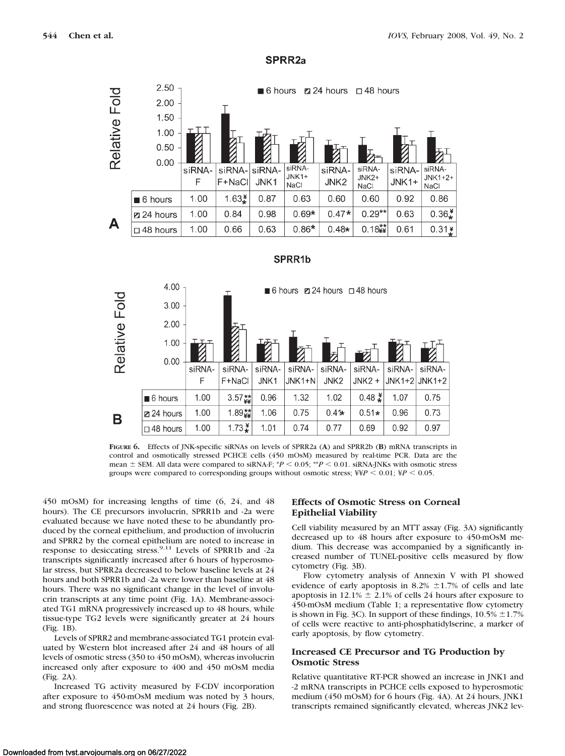**SPRR2a**

| | siRNA-F | siRNA-F+NaCl | siRNA-JNK1 | siRNA-JNK1+NaCl | siRNA-JNK2 | siRNA-JNK2+NaCl | siRNA-JNK1+ | siRNA-JNK1+2+NaCl |
|---|---|---|---|---|---|---|---|---|
| 6 hours | 1.00 | 1.63¥* | 0.87 | 0.63 | 0.60 | 0.60 | 0.92 | 0.86 |
| 24 hours | 1.00 | 0.84 | 0.98 | 0.69* | 0.47* | 0.29** | 0.63 | 0.36¥* |
| 48 hours | 1.00 | 0.66 | 0.63 | 0.86* | 0.48* | 0.18**¥¥ | 0.61 | 0.31¥* |

**A**

**SPRR1b**

| | siRNA-F | siRNA-F+NaCl | siRNA-JNK1 | siRNA-JNK1+N | siRNA-JNK2 | siRNA-JNK2 + | siRNA-JNK1+2 | siRNA-JNK1+2 |
|---|---|---|---|---|---|---|---|---|
| 6 hours | 1.00 | 3.57**¥¥ | 0.96 | 1.32 | 1.02 | 0.48¥* | 1.07 | 0.75 |
| 24 hours | 1.00 | 1.89**¥¥ | 1.06 | 0.75 | 0.41* | 0.51* | 0.96 | 0.73 |
| 48 hours | 1.00 | 1.73¥* | 1.01 | 0.74 | 0.77 | 0.69 | 0.92 | 0.97 |

**B**

**FIGURE 6.** Effects of JNK-specific siRNAs on levels of SPRR2a (**A**) and SPRR2b (**B**) mRNA transcripts in control and osmotically stressed PCHCE cells (450 mOsM) measured by real-time PCR. Data are the mean ± SEM. All data were compared to siRNA-F; $^*P < 0.05$; $^{**}P < 0.01$. siRNA-JNKs with osmotic stress groups were compared to corresponding groups without osmotic stress; ¥¥$P < 0.01$; ¥$P < 0.05$.

450 mOsM) for increasing lengths of time (6, 24, and 48 hours). The CE precursors involucrin, SPRR1b and -2a were evaluated because we have noted these to be abundantly produced by the corneal epithelium, and production of involucrin and SPRR2 by the corneal epithelium are noted to increase in response to desiccating stress.[9,11] Levels of SPRR1b and -2a transcripts significantly increased after 6 hours of hyperosmolar stress, but SPRR2a decreased to below baseline levels at 24 hours and both SPRR1b and -2a were lower than baseline at 48 hours. There was no significant change in the level of involucrin transcripts at any time point (Fig. 1A). Membrane-associated TG1 mRNA progressively increased up to 48 hours, while tissue-type TG2 levels were significantly greater at 24 hours (Fig. 1B).

Levels of SPRR2 and membrane-associated TG1 protein evaluated by Western blot increased after 24 and 48 hours of all levels of osmotic stress (350 to 450 mOsM), whereas involucrin increased only after exposure to 400 and 450 mOsM media (Fig. 2A).

Increased TG activity measured by F-CDV incorporation after exposure to 450-mOsM medium was noted by 3 hours, and strong fluorescence was noted at 24 hours (Fig. 2B).

## Effects of Osmotic Stress on Corneal Epithelial Viability

Cell viability measured by an MTT assay (Fig. 3A) significantly decreased up to 48 hours after exposure to 450-mOsM medium. This decrease was accompanied by a significantly increased number of TUNEL-positive cells measured by flow cytometry (Fig. 3B).

Flow cytometry analysis of Annexin V with PI showed evidence of early apoptosis in 8.2% ±1.7% of cells and late apoptosis in 12.1% ± 2.1% of cells 24 hours after exposure to 450-mOsM medium (Table 1; a representative flow cytometry is shown in Fig. 3C). In support of these findings, 10.5% ±1.7% of cells were reactive to anti-phosphatidylserine, a marker of early apoptosis, by flow cytometry.

## Increased CE Precursor and TG Production by Osmotic Stress

Relative quantitative RT-PCR showed an increase in JNK1 and -2 mRNA transcripts in PCHCE cells exposed to hyperosmotic medium (450 mOsM) for 6 hours (Fig. 4A). At 24 hours, JNK1 transcripts remained significantly elevated, whereas JNK2 lev-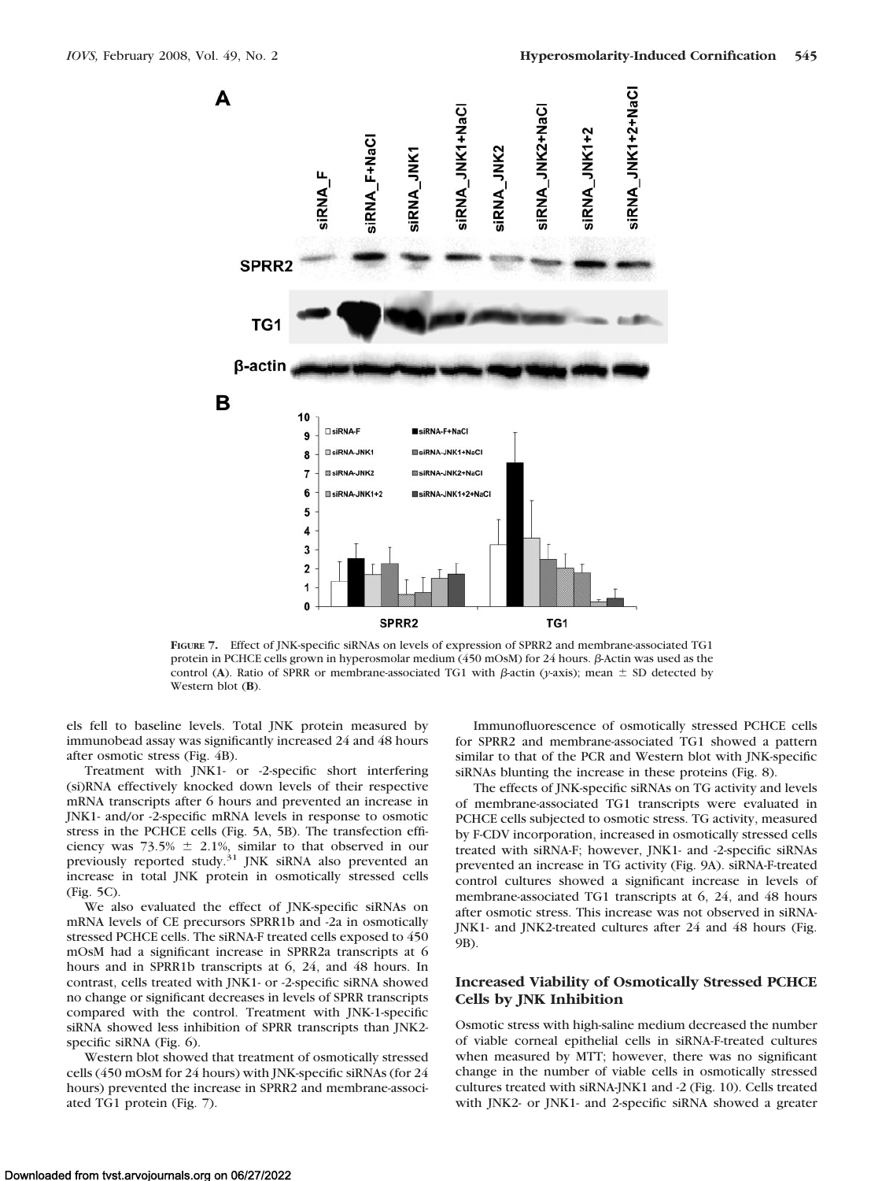**Figure 7.** Effect of JNK-specific siRNAs on levels of expression of SPRR2 and membrane-associated TG1 protein in PCHCE cells grown in hyperosmolar medium (450 mOsM) for 24 hours. β-Actin was used as the control (**A**). Ratio of SPRR or membrane-associated TG1 with β-actin (*y*-axis); mean ± SD detected by Western blot (**B**).

els fell to baseline levels. Total JNK protein measured by immunobead assay was significantly increased 24 and 48 hours after osmotic stress (Fig. 4B).

Treatment with JNK1- or -2-specific short interfering (si)RNA effectively knocked down levels of their respective mRNA transcripts after 6 hours and prevented an increase in JNK1- and/or -2-specific mRNA levels in response to osmotic stress in the PCHCE cells (Fig. 5A, 5B). The transfection efficiency was 73.5% ± 2.1%, similar to that observed in our previously reported study.[31] JNK siRNA also prevented an increase in total JNK protein in osmotically stressed cells (Fig. 5C).

We also evaluated the effect of JNK-specific siRNAs on mRNA levels of CE precursors SPRR1b and -2a in osmotically stressed PCHCE cells. The siRNA-F treated cells exposed to 450 mOsM had a significant increase in SPRR2a transcripts at 6 hours and in SPRR1b transcripts at 6, 24, and 48 hours. In contrast, cells treated with JNK1- or -2-specific siRNA showed no change or significant decreases in levels of SPRR transcripts compared with the control. Treatment with JNK-1-specific siRNA showed less inhibition of SPRR transcripts than JNK2-specific siRNA (Fig. 6).

Western blot showed that treatment of osmotically stressed cells (450 mOsM for 24 hours) with JNK-specific siRNAs (for 24 hours) prevented the increase in SPRR2 and membrane-associated TG1 protein (Fig. 7).

Immunofluorescence of osmotically stressed PCHCE cells for SPRR2 and membrane-associated TG1 showed a pattern similar to that of the PCR and Western blot with JNK-specific siRNAs blunting the increase in these proteins (Fig. 8).

The effects of JNK-specific siRNAs on TG activity and levels of membrane-associated TG1 transcripts were evaluated in PCHCE cells subjected to osmotic stress. TG activity, measured by F-CDV incorporation, increased in osmotically stressed cells treated with siRNA-F; however, JNK1- and -2-specific siRNAs prevented an increase in TG activity (Fig. 9A). siRNA-F-treated control cultures showed a significant increase in levels of membrane-associated TG1 transcripts at 6, 24, and 48 hours after osmotic stress. This increase was not observed in siRNA-JNK1- and JNK2-treated cultures after 24 and 48 hours (Fig. 9B).

### Increased Viability of Osmotically Stressed PCHCE Cells by JNK Inhibition

Osmotic stress with high-saline medium decreased the number of viable corneal epithelial cells in siRNA-F-treated cultures when measured by MTT; however, there was no significant change in the number of viable cells in osmotically stressed cultures treated with siRNA-JNK1 and -2 (Fig. 10). Cells treated with JNK2- or JNK1- and 2-specific siRNA showed a greater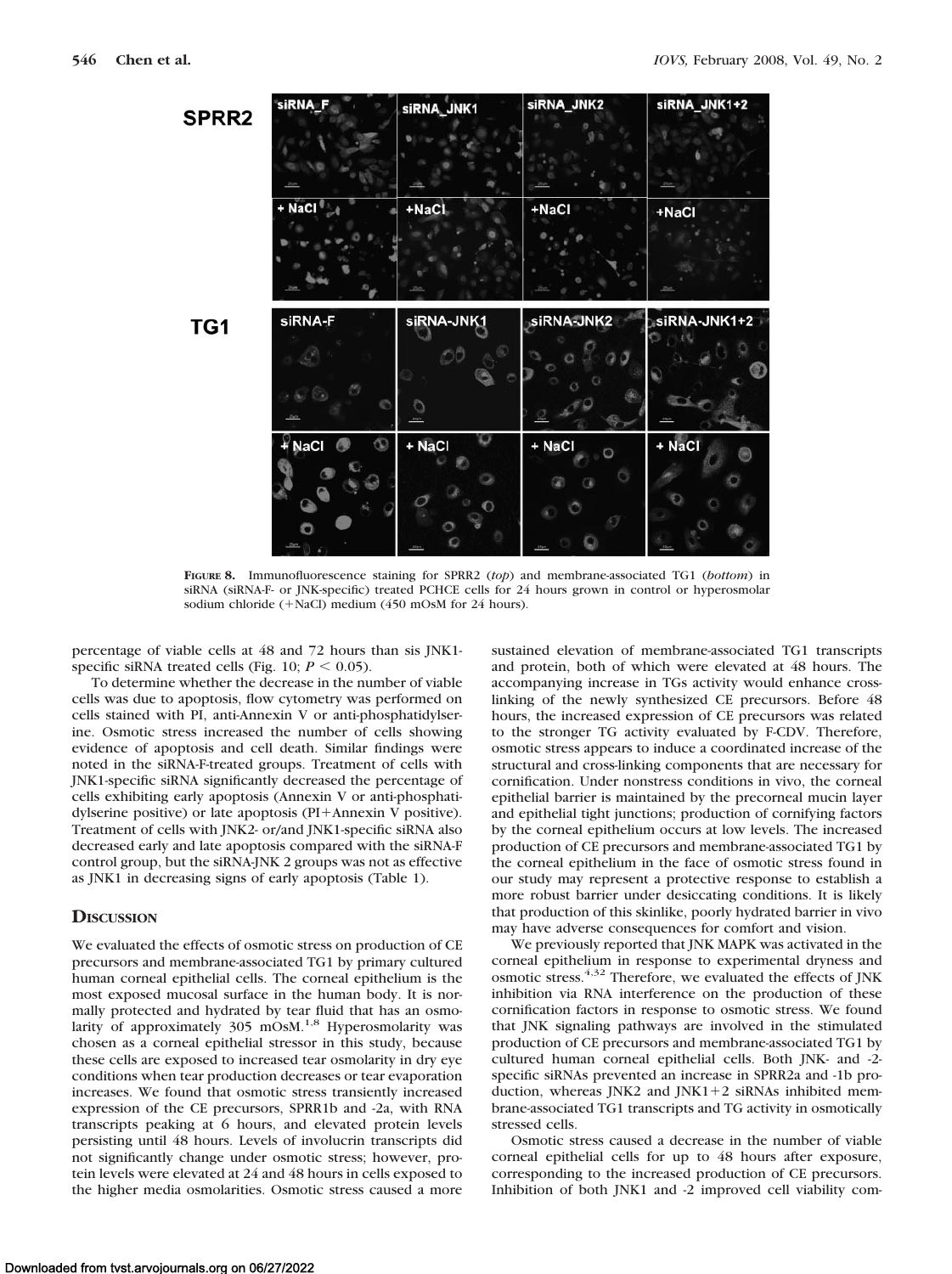**FIGURE 8.** Immunofluorescence staining for SPRR2 (*top*) and membrane-associated TG1 (*bottom*) in siRNA (siRNA-F- or JNK-specific) treated PCHCE cells for 24 hours grown in control or hyperosmolar sodium chloride (+NaCl) medium (450 mOsM for 24 hours).

percentage of viable cells at 48 and 72 hours than sis JNK1-specific siRNA treated cells (Fig. 10; $P < 0.05$).

To determine whether the decrease in the number of viable cells was due to apoptosis, flow cytometry was performed on cells stained with PI, anti-Annexin V or anti-phosphatidylserine. Osmotic stress increased the number of cells showing evidence of apoptosis and cell death. Similar findings were noted in the siRNA-F-treated groups. Treatment of cells with JNK1-specific siRNA significantly decreased the percentage of cells exhibiting early apoptosis (Annexin V or anti-phosphatidylserine positive) or late apoptosis (PI+Annexin V positive). Treatment of cells with JNK2- or/and JNK1-specific siRNA also decreased early and late apoptosis compared with the siRNA-F control group, but the siRNA-JNK 2 groups was not as effective as JNK1 in decreasing signs of early apoptosis (Table 1).

## DISCUSSION

We evaluated the effects of osmotic stress on production of CE precursors and membrane-associated TG1 by primary cultured human corneal epithelial cells. The corneal epithelium is the most exposed mucosal surface in the human body. It is normally protected and hydrated by tear fluid that has an osmolarity of approximately 305 mOsM.[1,8] Hyperosmolarity was chosen as a corneal epithelial stressor in this study, because these cells are exposed to increased tear osmolarity in dry eye conditions when tear production decreases or tear evaporation increases. We found that osmotic stress transiently increased expression of the CE precursors, SPRR1b and -2a, with RNA transcripts peaking at 6 hours, and elevated protein levels persisting until 48 hours. Levels of involucrin transcripts did not significantly change under osmotic stress; however, protein levels were elevated at 24 and 48 hours in cells exposed to the higher media osmolarities. Osmotic stress caused a more sustained elevation of membrane-associated TG1 transcripts and protein, both of which were elevated at 48 hours. The accompanying increase in TGs activity would enhance cross-linking of the newly synthesized CE precursors. Before 48 hours, the increased expression of CE precursors was related to the stronger TG activity evaluated by F-CDV. Therefore, osmotic stress appears to induce a coordinated increase of the structural and cross-linking components that are necessary for cornification. Under nonstress conditions in vivo, the corneal epithelial barrier is maintained by the precorneal mucin layer and epithelial tight junctions; production of cornifying factors by the corneal epithelium occurs at low levels. The increased production of CE precursors and membrane-associated TG1 by the corneal epithelium in the face of osmotic stress found in our study may represent a protective response to establish a more robust barrier under desiccating conditions. It is likely that production of this skinlike, poorly hydrated barrier in vivo may have adverse consequences for comfort and vision.

We previously reported that JNK MAPK was activated in the corneal epithelium in response to experimental dryness and osmotic stress.[4,32] Therefore, we evaluated the effects of JNK inhibition via RNA interference on the production of these cornification factors in response to osmotic stress. We found that JNK signaling pathways are involved in the stimulated production of CE precursors and membrane-associated TG1 by cultured human corneal epithelial cells. Both JNK- and -2-specific siRNAs prevented an increase in SPRR2a and -1b production, whereas JNK2 and JNK1+2 siRNAs inhibited membrane-associated TG1 transcripts and TG activity in osmotically stressed cells.

Osmotic stress caused a decrease in the number of viable corneal epithelial cells for up to 48 hours after exposure, corresponding to the increased production of CE precursors. Inhibition of both JNK1 and -2 improved cell viability com-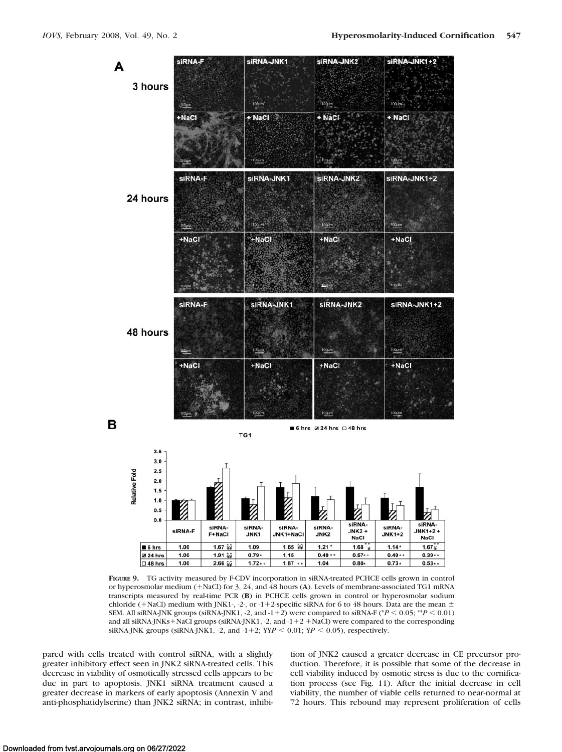**A**

| | siRNA-F | siRNA-JNK1 | siRNA-JNK2 | siRNA-JNK1+2 |
|---|---|---|---|---|
| 3 hours | | | | |
| | +NaCl | + NaCl | + NaCl | + NaCl |
| 24 hours | | | | |
| | +NaCl | +NaCl | +NaCl | +NaCl |
| 48 hours | | | | |
| | +NaCl | +NaCl | +NaCl | +NaCl |

**B**

TG1

| | siRNA-F | siRNA-F+NaCl | siRNA-JNK1 | siRNA-JNK1+NaCl | siRNA-JNK2 | siRNA-JNK2 + NaCl | siRNA-JNK1+2 | siRNA-JNK1+2 + NaCl |
|---|---|---|---|---|---|---|---|---|
| 6 hrs | 1.00 | 1.67 ** ¥¥ | 1.09 | 1.65 ¥¥ | 1.21 * | 1.68 ** ¥ | 1.14 * | 1.67 ** ¥ |
| 24 hrs | 1.00 | 1.91 ** ¥¥ | 0.79 * | 1.15 | 0.49 ** | 0.57 ** | 0.49 ** | 0.39 ** |
| 48 hrs | 1.00 | 2.66 ** ¥¥ | 1.72 ** | 1.87 ** | 1.04 | 0.80 * | 0.73 * | 0.53 ** |

**Figure 9.** TG activity measured by F-CDV incorporation in siRNA-treated PCHCE cells grown in control or hyperosmolar medium (+NaCl) for 3, 24, and 48 hours (**A**). Levels of membrane-associated TG1 mRNA transcripts measured by real-time PCR (**B**) in PCHCE cells grown in control or hyperosmolar sodium chloride (+NaCl) medium with JNK1-, -2-, or -1+2-specific siRNA for 6 to 48 hours. Data are the mean ± SEM. All siRNA-JNK groups (siRNA-JNK1, -2, and -1+2) were compared to siRNA-F (*$P < 0.05$; **$P < 0.01$) and all siRNA-JNKs+NaCl groups (siRNA-JNK1, -2, and -1+2 +NaCl) were compared to the corresponding siRNA-JNK groups (siRNA-JNK1, -2, and -1+2; ¥¥$P < 0.01$; ¥$P < 0.05$), respectively.

pared with cells treated with control siRNA, with a slightly greater inhibitory effect seen in JNK2 siRNA-treated cells. This decrease in viability of osmotically stressed cells appears to be due in part to apoptosis. JNK1 siRNA treatment caused a greater decrease in markers of early apoptosis (Annexin V and anti-phosphatidylserine) than JNK2 siRNA; in contrast, inhibition of JNK2 caused a greater decrease in CE precursor production. Therefore, it is possible that some of the decrease in cell viability induced by osmotic stress is due to the cornification process (see Fig. 11). After the initial decrease in cell viability, the number of viable cells returned to near-normal at 72 hours. This rebound may represent proliferation of cells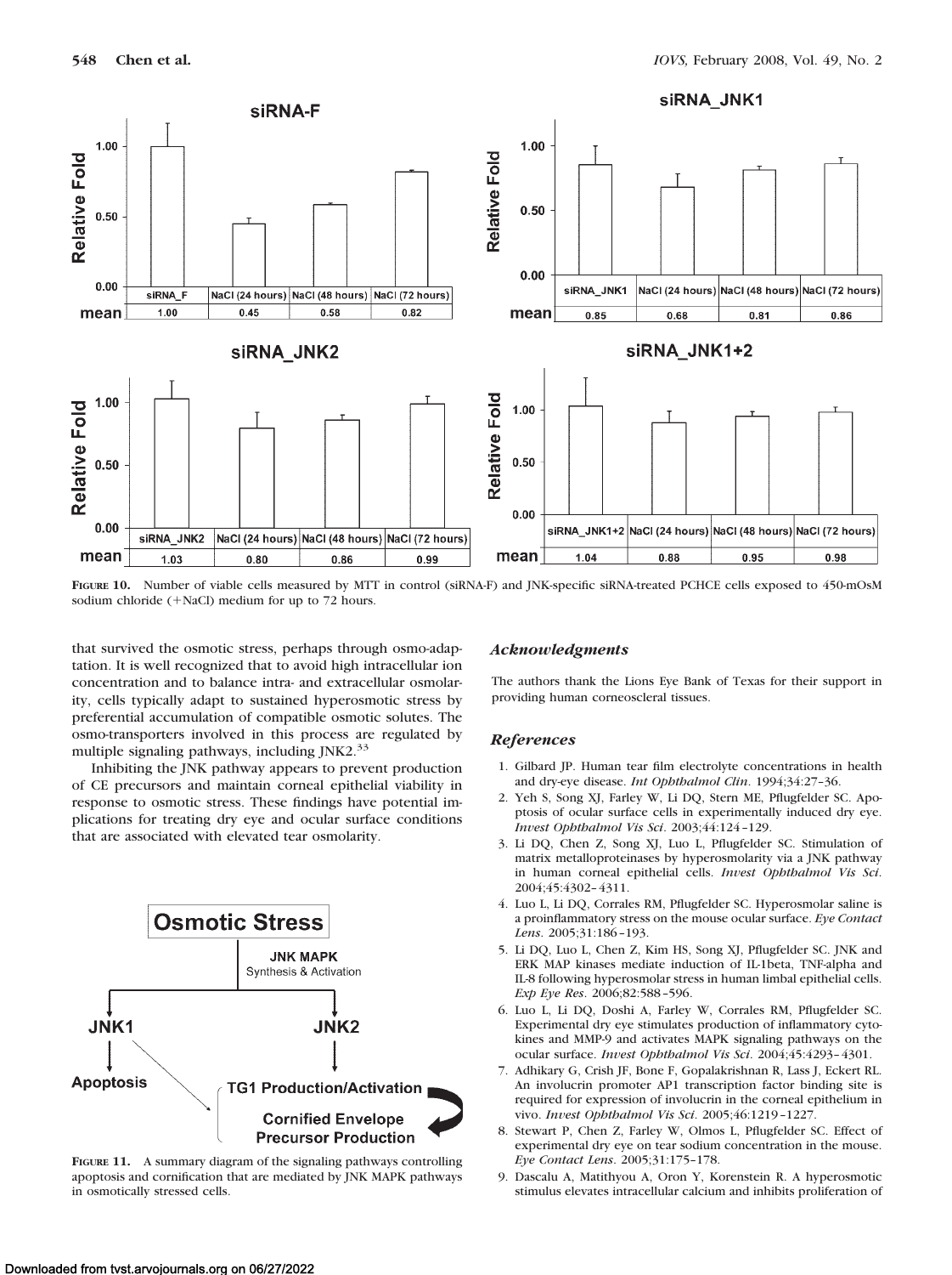**Figure 10 data (mean relative fold)**

siRNA-F

| siRNA_F | NaCl (24 hours) | NaCl (48 hours) | NaCl (72 hours) |
|---|---|---|---|
| 1.00 | 0.45 | 0.58 | 0.82 |

siRNA_JNK1

| siRNA_JNK1 | NaCl (24 hours) | NaCl (48 hours) | NaCl (72 hours) |
|---|---|---|---|
| 0.85 | 0.68 | 0.81 | 0.86 |

siRNA_JNK2

| siRNA_JNK2 | NaCl (24 hours) | NaCl (48 hours) | NaCl (72 hours) |
|---|---|---|---|
| 1.03 | 0.80 | 0.86 | 0.99 |

siRNA_JNK1+2

| siRNA_JNK1+2 | NaCl (24 hours) | NaCl (48 hours) | NaCl (72 hours) |
|---|---|---|---|
| 1.04 | 0.88 | 0.95 | 0.98 |

**Figure 10.** Number of viable cells measured by MTT in control (siRNA-F) and JNK-specific siRNA-treated PCHCE cells exposed to 450-mOsM sodium chloride (+NaCl) medium for up to 72 hours.

that survived the osmotic stress, perhaps through osmo-adaptation. It is well recognized that to avoid high intracellular ion concentration and to balance intra- and extracellular osmolarity, cells typically adapt to sustained hyperosmotic stress by preferential accumulation of compatible osmotic solutes. The osmo-transporters involved in this process are regulated by multiple signaling pathways, including JNK2.[33]

Inhibiting the JNK pathway appears to prevent production of CE precursors and maintain corneal epithelial viability in response to osmotic stress. These findings have potential implications for treating dry eye and ocular surface conditions that are associated with elevated tear osmolarity.

**Figure 11.** A summary diagram of the signaling pathways controlling apoptosis and cornification that are mediated by JNK MAPK pathways in osmotically stressed cells.

### *Acknowledgments*

The authors thank the Lions Eye Bank of Texas for their support in providing human corneoscleral tissues.

### *References*

1. Gilbard JP. Human tear film electrolyte concentrations in health and dry-eye disease. *Int Ophthalmol Clin*. 1994;34:27–36.
2. Yeh S, Song XJ, Farley W, Li DQ, Stern ME, Pflugfelder SC. Apoptosis of ocular surface cells in experimentally induced dry eye. *Invest Ophthalmol Vis Sci*. 2003;44:124–129.
3. Li DQ, Chen Z, Song XJ, Luo L, Pflugfelder SC. Stimulation of matrix metalloproteinases by hyperosmolarity via a JNK pathway in human corneal epithelial cells. *Invest Ophthalmol Vis Sci*. 2004;45:4302–4311.
4. Luo L, Li DQ, Corrales RM, Pflugfelder SC. Hyperosmolar saline is a proinflammatory stress on the mouse ocular surface. *Eye Contact Lens*. 2005;31:186–193.
5. Li DQ, Luo L, Chen Z, Kim HS, Song XJ, Pflugfelder SC. JNK and ERK MAP kinases mediate induction of IL-1beta, TNF-alpha and IL-8 following hyperosmolar stress in human limbal epithelial cells. *Exp Eye Res*. 2006;82:588–596.
6. Luo L, Li DQ, Doshi A, Farley W, Corrales RM, Pflugfelder SC. Experimental dry eye stimulates production of inflammatory cytokines and MMP-9 and activates MAPK signaling pathways on the ocular surface. *Invest Ophthalmol Vis Sci*. 2004;45:4293–4301.
7. Adhikary G, Crish JF, Bone F, Gopalakrishnan R, Lass J, Eckert RL. An involucrin promoter AP1 transcription factor binding site is required for expression of involucrin in the corneal epithelium in vivo. *Invest Ophthalmol Vis Sci*. 2005;46:1219–1227.
8. Stewart P, Chen Z, Farley W, Olmos L, Pflugfelder SC. Effect of experimental dry eye on tear sodium concentration in the mouse. *Eye Contact Lens*. 2005;31:175–178.
9. Dascalu A, Matithyou A, Oron Y, Korenstein R. A hyperosmotic stimulus elevates intracellular calcium and inhibits proliferation of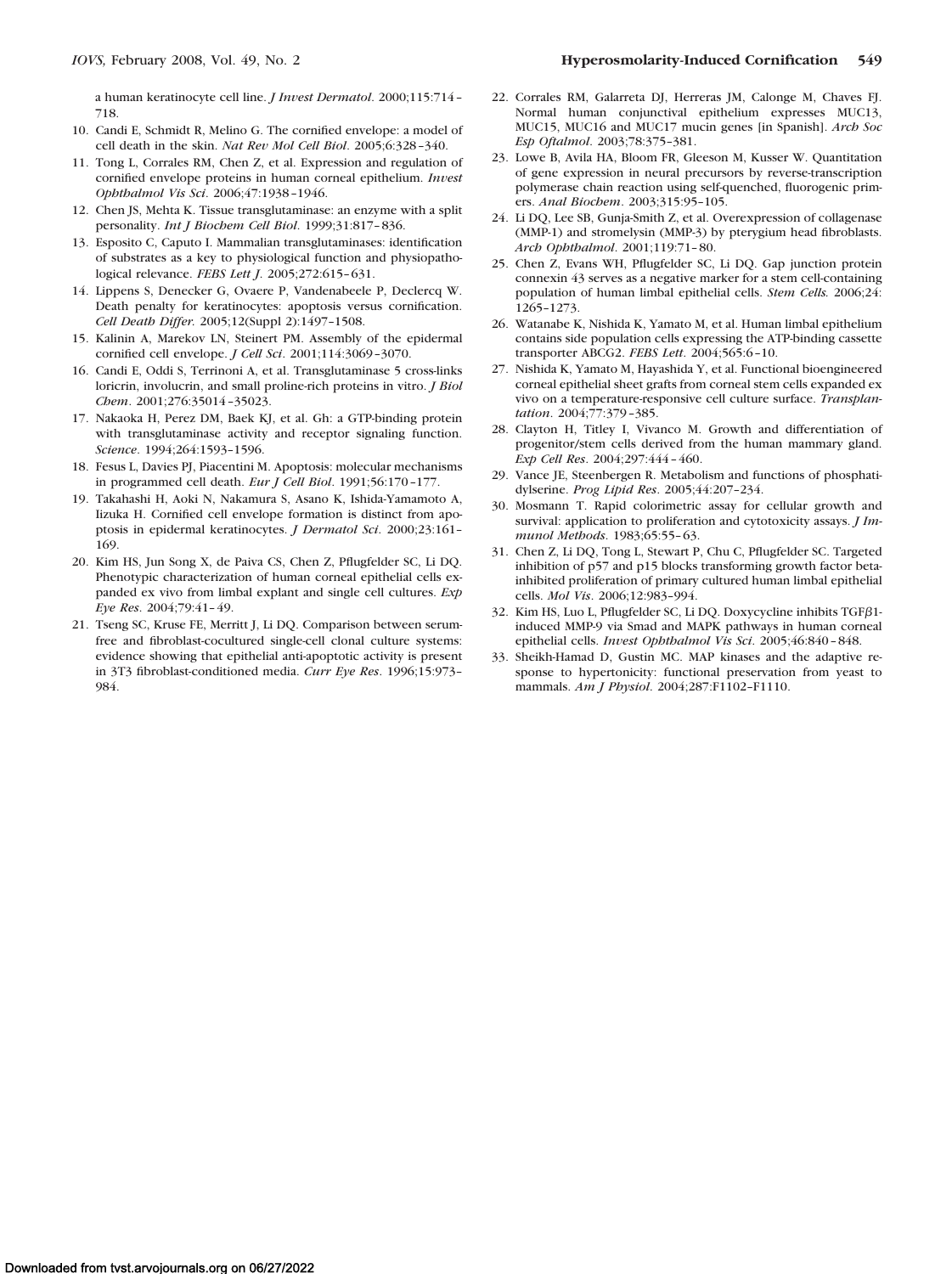a human keratinocyte cell line. *J Invest Dermatol*. 2000;115:714–718.

10. Candi E, Schmidt R, Melino G. The cornified envelope: a model of cell death in the skin. *Nat Rev Mol Cell Biol*. 2005;6:328–340.
11. Tong L, Corrales RM, Chen Z, et al. Expression and regulation of cornified envelope proteins in human corneal epithelium. *Invest Ophthalmol Vis Sci*. 2006;47:1938–1946.
12. Chen JS, Mehta K. Tissue transglutaminase: an enzyme with a split personality. *Int J Biochem Cell Biol*. 1999;31:817–836.
13. Esposito C, Caputo I. Mammalian transglutaminases: identification of substrates as a key to physiological function and physiopathological relevance. *FEBS Lett J*. 2005;272:615–631.
14. Lippens S, Denecker G, Ovaere P, Vandenabeele P, Declercq W. Death penalty for keratinocytes: apoptosis versus cornification. *Cell Death Differ*. 2005;12(Suppl 2):1497–1508.
15. Kalinin A, Marekov LN, Steinert PM. Assembly of the epidermal cornified cell envelope. *J Cell Sci*. 2001;114:3069–3070.
16. Candi E, Oddi S, Terrinoni A, et al. Transglutaminase 5 cross-links loricrin, involucrin, and small proline-rich proteins in vitro. *J Biol Chem*. 2001;276:35014–35023.
17. Nakaoka H, Perez DM, Baek KJ, et al. Gh: a GTP-binding protein with transglutaminase activity and receptor signaling function. *Science*. 1994;264:1593–1596.
18. Fesus L, Davies PJ, Piacentini M. Apoptosis: molecular mechanisms in programmed cell death. *Eur J Cell Biol*. 1991;56:170–177.
19. Takahashi H, Aoki N, Nakamura S, Asano K, Ishida-Yamamoto A, Iizuka H. Cornified cell envelope formation is distinct from apoptosis in epidermal keratinocytes. *J Dermatol Sci*. 2000;23:161–169.
20. Kim HS, Jun Song X, de Paiva CS, Chen Z, Pflugfelder SC, Li DQ. Phenotypic characterization of human corneal epithelial cells expanded ex vivo from limbal explant and single cell cultures. *Exp Eye Res*. 2004;79:41–49.
21. Tseng SC, Kruse FE, Merritt J, Li DQ. Comparison between serum-free and fibroblast-cocultured single-cell clonal culture systems: evidence showing that epithelial anti-apoptotic activity is present in 3T3 fibroblast-conditioned media. *Curr Eye Res*. 1996;15:973–984.
22. Corrales RM, Galarreta DJ, Herreras JM, Calonge M, Chaves FJ. Normal human conjunctival epithelium expresses MUC13, MUC15, MUC16 and MUC17 mucin genes [in Spanish]. *Arch Soc Esp Oftalmol*. 2003;78:375–381.
23. Lowe B, Avila HA, Bloom FR, Gleeson M, Kusser W. Quantitation of gene expression in neural precursors by reverse-transcription polymerase chain reaction using self-quenched, fluorogenic primers. *Anal Biochem*. 2003;315:95–105.
24. Li DQ, Lee SB, Gunja-Smith Z, et al. Overexpression of collagenase (MMP-1) and stromelysin (MMP-3) by pterygium head fibroblasts. *Arch Ophthalmol*. 2001;119:71–80.
25. Chen Z, Evans WH, Pflugfelder SC, Li DQ. Gap junction protein connexin 43 serves as a negative marker for a stem cell-containing population of human limbal epithelial cells. *Stem Cells.* 2006;24:1265–1273.
26. Watanabe K, Nishida K, Yamato M, et al. Human limbal epithelium contains side population cells expressing the ATP-binding cassette transporter ABCG2. *FEBS Lett*. 2004;565:6–10.
27. Nishida K, Yamato M, Hayashida Y, et al. Functional bioengineered corneal epithelial sheet grafts from corneal stem cells expanded ex vivo on a temperature-responsive cell culture surface. *Transplantation*. 2004;77:379–385.
28. Clayton H, Titley I, Vivanco M. Growth and differentiation of progenitor/stem cells derived from the human mammary gland. *Exp Cell Res*. 2004;297:444–460.
29. Vance JE, Steenbergen R. Metabolism and functions of phosphatidylserine. *Prog Lipid Res*. 2005;44:207–234.
30. Mosmann T. Rapid colorimetric assay for cellular growth and survival: application to proliferation and cytotoxicity assays. *J Immunol Methods*. 1983;65:55–63.
31. Chen Z, Li DQ, Tong L, Stewart P, Chu C, Pflugfelder SC. Targeted inhibition of p57 and p15 blocks transforming growth factor beta-inhibited proliferation of primary cultured human limbal epithelial cells. *Mol Vis*. 2006;12:983–994.
32. Kim HS, Luo L, Pflugfelder SC, Li DQ. Doxycycline inhibits TGF$\beta$1-induced MMP-9 via Smad and MAPK pathways in human corneal epithelial cells. *Invest Ophthalmol Vis Sci*. 2005;46:840–848.
33. Sheikh-Hamad D, Gustin MC. MAP kinases and the adaptive response to hypertonicity: functional preservation from yeast to mammals. *Am J Physiol*. 2004;287:F1102–F1110.